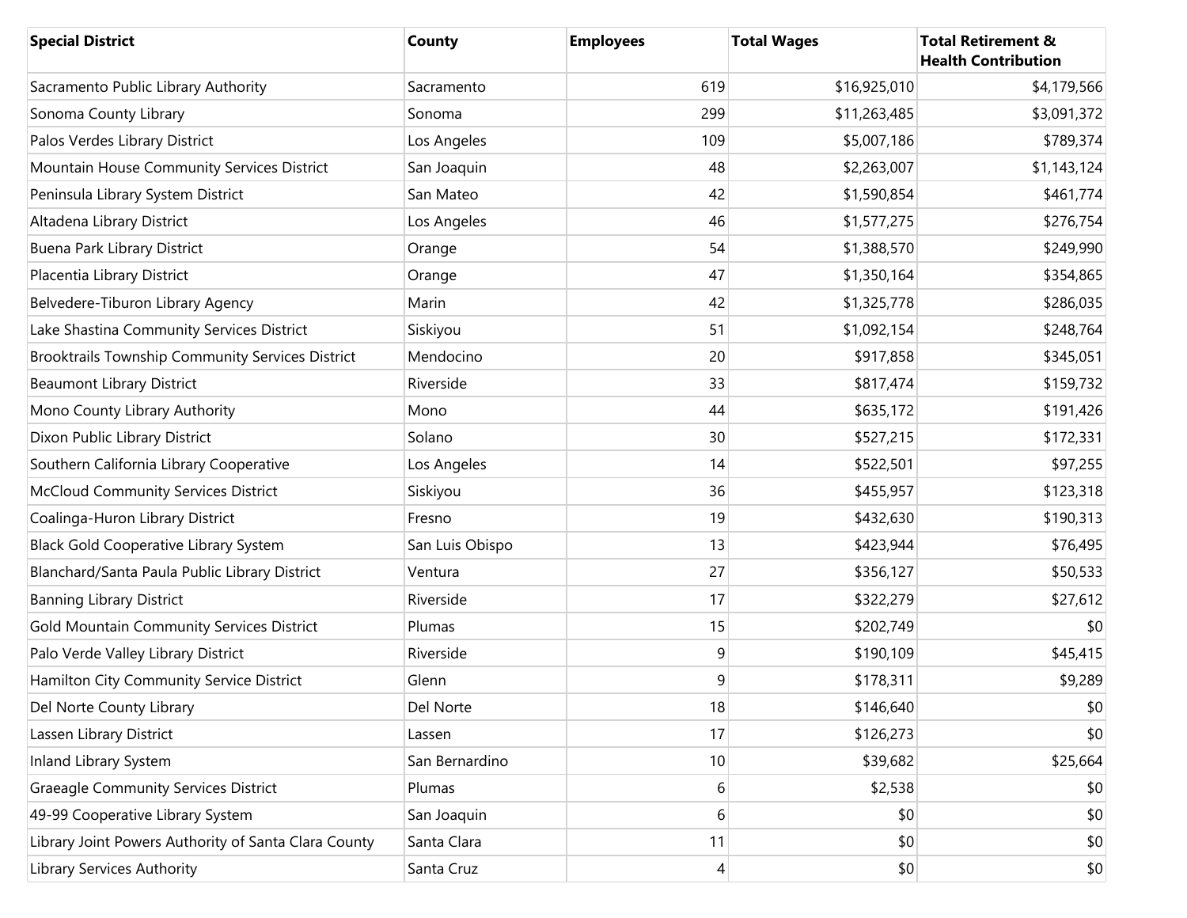| Special District | County | Employees | Total Wages | Total Retirement & Health Contribution |
|---|---|---|---|---|
| Sacramento Public Library Authority | Sacramento | 619 | $16,925,010 | $4,179,566 |
| Sonoma County Library | Sonoma | 299 | $11,263,485 | $3,091,372 |
| Palos Verdes Library District | Los Angeles | 109 | $5,007,186 | $789,374 |
| Mountain House Community Services District | San Joaquin | 48 | $2,263,007 | $1,143,124 |
| Peninsula Library System District | San Mateo | 42 | $1,590,854 | $461,774 |
| Altadena Library District | Los Angeles | 46 | $1,577,275 | $276,754 |
| Buena Park Library District | Orange | 54 | $1,388,570 | $249,990 |
| Placentia Library District | Orange | 47 | $1,350,164 | $354,865 |
| Belvedere-Tiburon Library Agency | Marin | 42 | $1,325,778 | $286,035 |
| Lake Shastina Community Services District | Siskiyou | 51 | $1,092,154 | $248,764 |
| Brooktrails Township Community Services District | Mendocino | 20 | $917,858 | $345,051 |
| Beaumont Library District | Riverside | 33 | $817,474 | $159,732 |
| Mono County Library Authority | Mono | 44 | $635,172 | $191,426 |
| Dixon Public Library District | Solano | 30 | $527,215 | $172,331 |
| Southern California Library Cooperative | Los Angeles | 14 | $522,501 | $97,255 |
| McCloud Community Services District | Siskiyou | 36 | $455,957 | $123,318 |
| Coalinga-Huron Library District | Fresno | 19 | $432,630 | $190,313 |
| Black Gold Cooperative Library System | San Luis Obispo | 13 | $423,944 | $76,495 |
| Blanchard/Santa Paula Public Library District | Ventura | 27 | $356,127 | $50,533 |
| Banning Library District | Riverside | 17 | $322,279 | $27,612 |
| Gold Mountain Community Services District | Plumas | 15 | $202,749 | $0 |
| Palo Verde Valley Library District | Riverside | 9 | $190,109 | $45,415 |
| Hamilton City Community Service District | Glenn | 9 | $178,311 | $9,289 |
| Del Norte County Library | Del Norte | 18 | $146,640 | $0 |
| Lassen Library District | Lassen | 17 | $126,273 | $0 |
| Inland Library System | San Bernardino | 10 | $39,682 | $25,664 |
| Graeagle Community Services District | Plumas | 6 | $2,538 | $0 |
| 49-99 Cooperative Library System | San Joaquin | 6 | $0 | $0 |
| Library Joint Powers Authority of Santa Clara County | Santa Clara | 11 | $0 | $0 |
| Library Services Authority | Santa Cruz | 4 | $0 | $0 |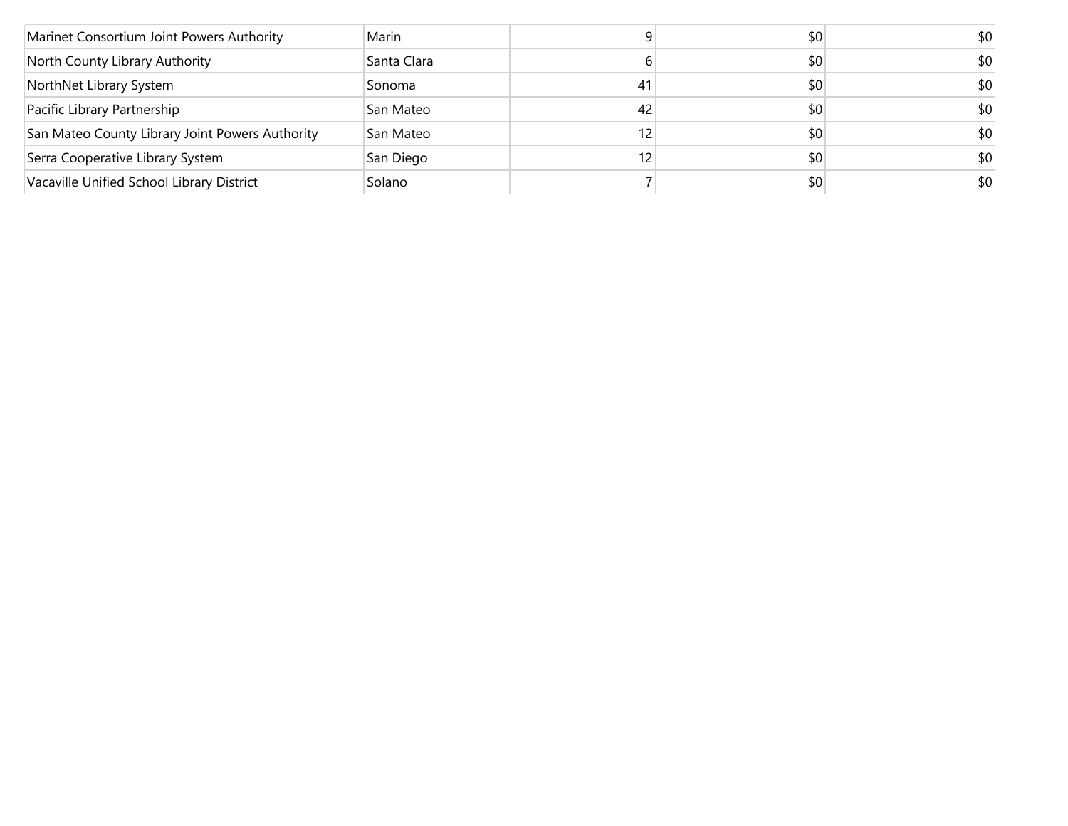| | | | | |
|---|---|---|---|---|
| Marinet Consortium Joint Powers Authority | Marin | 9 | $0 | $0 |
| North County Library Authority | Santa Clara | 6 | $0 | $0 |
| NorthNet Library System | Sonoma | 41 | $0 | $0 |
| Pacific Library Partnership | San Mateo | 42 | $0 | $0 |
| San Mateo County Library Joint Powers Authority | San Mateo | 12 | $0 | $0 |
| Serra Cooperative Library System | San Diego | 12 | $0 | $0 |
| Vacaville Unified School Library District | Solano | 7 | $0 | $0 |